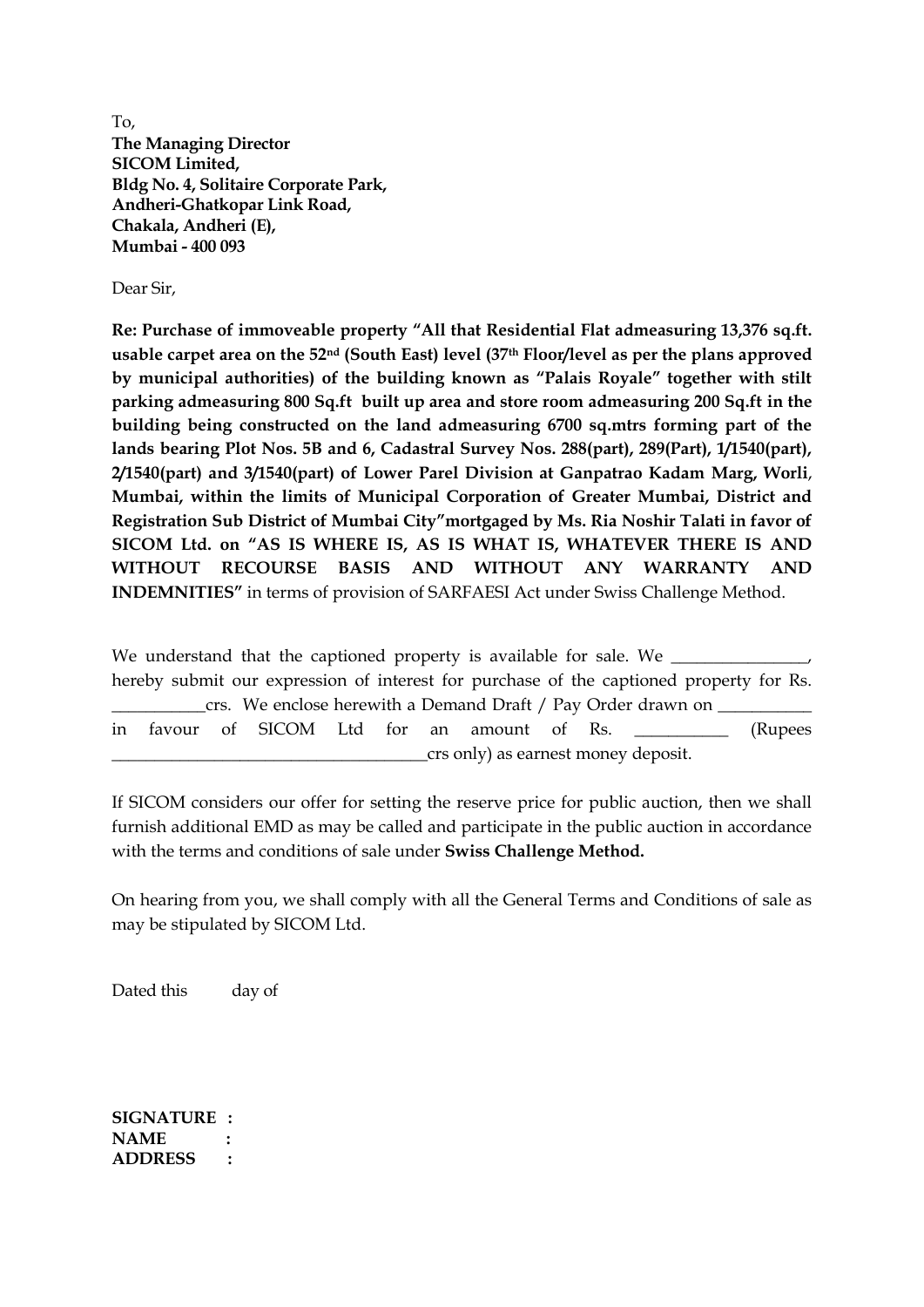To,
**The Managing Director**
**SICOM Limited,**
**Bldg No. 4, Solitaire Corporate Park,**
**Andheri-Ghatkopar Link Road,**
**Chakala, Andheri (E),**
**Mumbai - 400 093**

Dear Sir,

**Re: Purchase of immoveable property "All that Residential Flat admeasuring 13,376 sq.ft. usable carpet area on the 52nd (South East) level (37th Floor/level as per the plans approved by municipal authorities) of the building known as "Palais Royale" together with stilt parking admeasuring 800 Sq.ft built up area and store room admeasuring 200 Sq.ft in the building being constructed on the land admeasuring 6700 sq.mtrs forming part of the lands bearing Plot Nos. 5B and 6, Cadastral Survey Nos. 288(part), 289(Part), 1/1540(part), 2/1540(part) and 3/1540(part) of Lower Parel Division at Ganpatrao Kadam Marg, Worli, Mumbai, within the limits of Municipal Corporation of Greater Mumbai, District and Registration Sub District of Mumbai City"mortgaged by Ms. Ria Noshir Talati in favor of SICOM Ltd. on "AS IS WHERE IS, AS IS WHAT IS, WHATEVER THERE IS AND WITHOUT RECOURSE BASIS AND WITHOUT ANY WARRANTY AND INDEMNITIES"** in terms of provision of SARFAESI Act under Swiss Challenge Method.

We understand that the captioned property is available for sale. We ________________, hereby submit our expression of interest for purchase of the captioned property for Rs. ___________crs. We enclose herewith a Demand Draft / Pay Order drawn on ___________ in favour of SICOM Ltd for an amount of Rs. ___________ (Rupees _____________________________________crs only) as earnest money deposit.

If SICOM considers our offer for setting the reserve price for public auction, then we shall furnish additional EMD as may be called and participate in the public auction in accordance with the terms and conditions of sale under **Swiss Challenge Method.**

On hearing from you, we shall comply with all the General Terms and Conditions of sale as may be stipulated by SICOM Ltd.

Dated this day of

**SIGNATURE :**
**NAME :**
**ADDRESS :**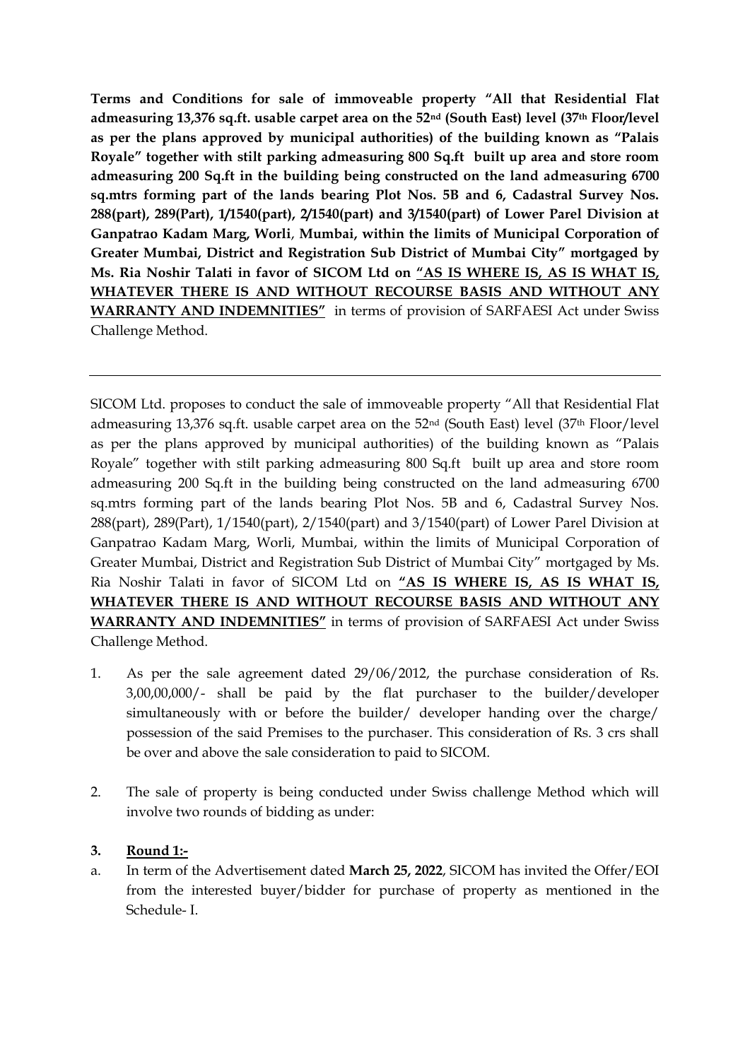**Terms and Conditions for sale of immoveable property "All that Residential Flat admeasuring 13,376 sq.ft. usable carpet area on the 52nd (South East) level (37th Floor/level as per the plans approved by municipal authorities) of the building known as "Palais Royale" together with stilt parking admeasuring 800 Sq.ft built up area and store room admeasuring 200 Sq.ft in the building being constructed on the land admeasuring 6700 sq.mtrs forming part of the lands bearing Plot Nos. 5B and 6, Cadastral Survey Nos. 288(part), 289(Part), 1/1540(part), 2/1540(part) and 3/1540(part) of Lower Parel Division at Ganpatrao Kadam Marg, Worli, Mumbai, within the limits of Municipal Corporation of Greater Mumbai, District and Registration Sub District of Mumbai City" mortgaged by Ms. Ria Noshir Talati in favor of SICOM Ltd on <u>"AS IS WHERE IS, AS IS WHAT IS, WHATEVER THERE IS AND WITHOUT RECOURSE BASIS AND WITHOUT ANY WARRANTY AND INDEMNITIES"</u>** in terms of provision of SARFAESI Act under Swiss Challenge Method.

---

SICOM Ltd. proposes to conduct the sale of immoveable property "All that Residential Flat admeasuring 13,376 sq.ft. usable carpet area on the 52nd (South East) level (37th Floor/level as per the plans approved by municipal authorities) of the building known as "Palais Royale" together with stilt parking admeasuring 800 Sq.ft built up area and store room admeasuring 200 Sq.ft in the building being constructed on the land admeasuring 6700 sq.mtrs forming part of the lands bearing Plot Nos. 5B and 6, Cadastral Survey Nos. 288(part), 289(Part), 1/1540(part), 2/1540(part) and 3/1540(part) of Lower Parel Division at Ganpatrao Kadam Marg, Worli, Mumbai, within the limits of Municipal Corporation of Greater Mumbai, District and Registration Sub District of Mumbai City" mortgaged by Ms. Ria Noshir Talati in favor of SICOM Ltd on **<u>"AS IS WHERE IS, AS IS WHAT IS, WHATEVER THERE IS AND WITHOUT RECOURSE BASIS AND WITHOUT ANY WARRANTY AND INDEMNITIES"</u>** in terms of provision of SARFAESI Act under Swiss Challenge Method.

1. As per the sale agreement dated 29/06/2012, the purchase consideration of Rs. 3,00,00,000/- shall be paid by the flat purchaser to the builder/developer simultaneously with or before the builder/ developer handing over the charge/ possession of the said Premises to the purchaser. This consideration of Rs. 3 crs shall be over and above the sale consideration to paid to SICOM.

2. The sale of property is being conducted under Swiss challenge Method which will involve two rounds of bidding as under:

3. **<u>Round 1:-</u>**

a. In term of the Advertisement dated **March 25, 2022**, SICOM has invited the Offer/EOI from the interested buyer/bidder for purchase of property as mentioned in the Schedule- I.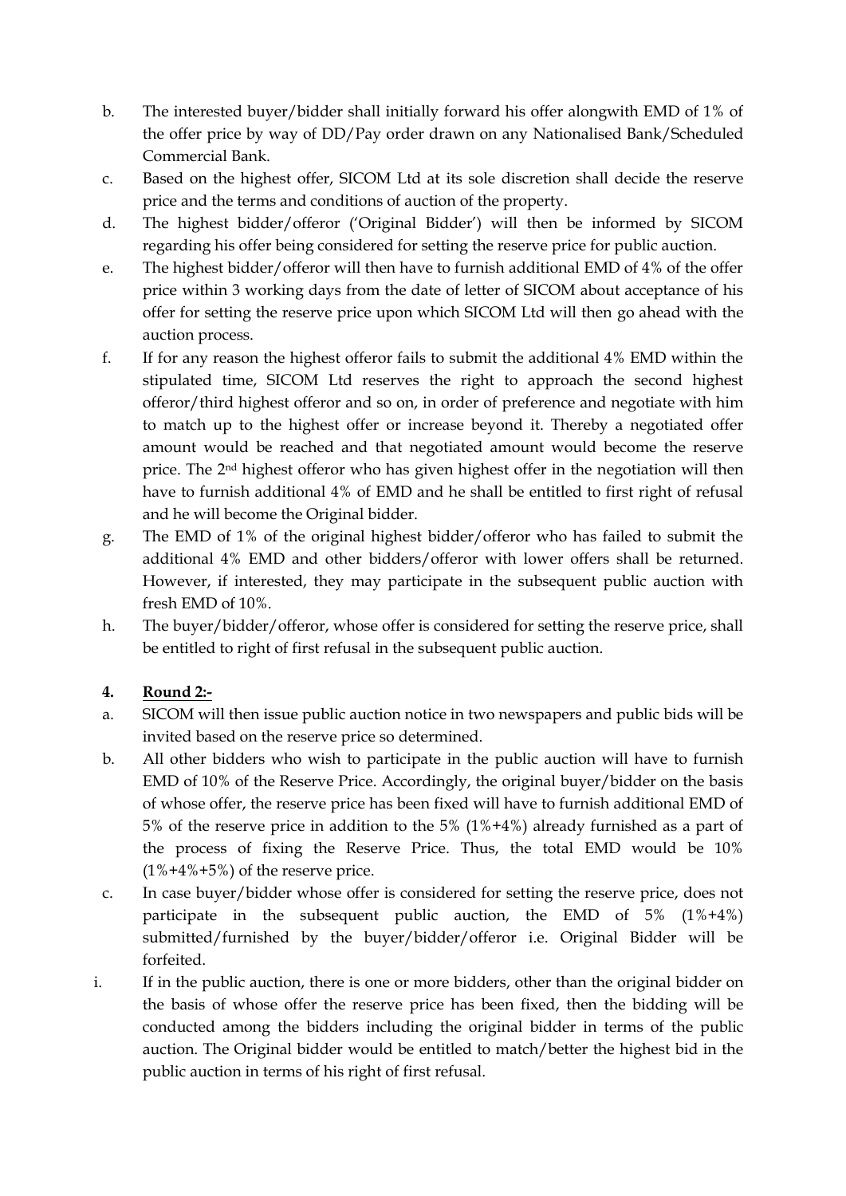b. The interested buyer/bidder shall initially forward his offer alongwith EMD of 1% of the offer price by way of DD/Pay order drawn on any Nationalised Bank/Scheduled Commercial Bank.

c. Based on the highest offer, SICOM Ltd at its sole discretion shall decide the reserve price and the terms and conditions of auction of the property.

d. The highest bidder/offeror ('Original Bidder') will then be informed by SICOM regarding his offer being considered for setting the reserve price for public auction.

e. The highest bidder/offeror will then have to furnish additional EMD of 4% of the offer price within 3 working days from the date of letter of SICOM about acceptance of his offer for setting the reserve price upon which SICOM Ltd will then go ahead with the auction process.

f. If for any reason the highest offeror fails to submit the additional 4% EMD within the stipulated time, SICOM Ltd reserves the right to approach the second highest offeror/third highest offeror and so on, in order of preference and negotiate with him to match up to the highest offer or increase beyond it. Thereby a negotiated offer amount would be reached and that negotiated amount would become the reserve price. The 2nd highest offeror who has given highest offer in the negotiation will then have to furnish additional 4% of EMD and he shall be entitled to first right of refusal and he will become the Original bidder.

g. The EMD of 1% of the original highest bidder/offeror who has failed to submit the additional 4% EMD and other bidders/offeror with lower offers shall be returned. However, if interested, they may participate in the subsequent public auction with fresh EMD of 10%.

h. The buyer/bidder/offeror, whose offer is considered for setting the reserve price, shall be entitled to right of first refusal in the subsequent public auction.

**4. Round 2:-**

a. SICOM will then issue public auction notice in two newspapers and public bids will be invited based on the reserve price so determined.

b. All other bidders who wish to participate in the public auction will have to furnish EMD of 10% of the Reserve Price. Accordingly, the original buyer/bidder on the basis of whose offer, the reserve price has been fixed will have to furnish additional EMD of 5% of the reserve price in addition to the 5% (1%+4%) already furnished as a part of the process of fixing the Reserve Price. Thus, the total EMD would be 10% (1%+4%+5%) of the reserve price.

c. In case buyer/bidder whose offer is considered for setting the reserve price, does not participate in the subsequent public auction, the EMD of 5% (1%+4%) submitted/furnished by the buyer/bidder/offeror i.e. Original Bidder will be forfeited.

i. If in the public auction, there is one or more bidders, other than the original bidder on the basis of whose offer the reserve price has been fixed, then the bidding will be conducted among the bidders including the original bidder in terms of the public auction. The Original bidder would be entitled to match/better the highest bid in the public auction in terms of his right of first refusal.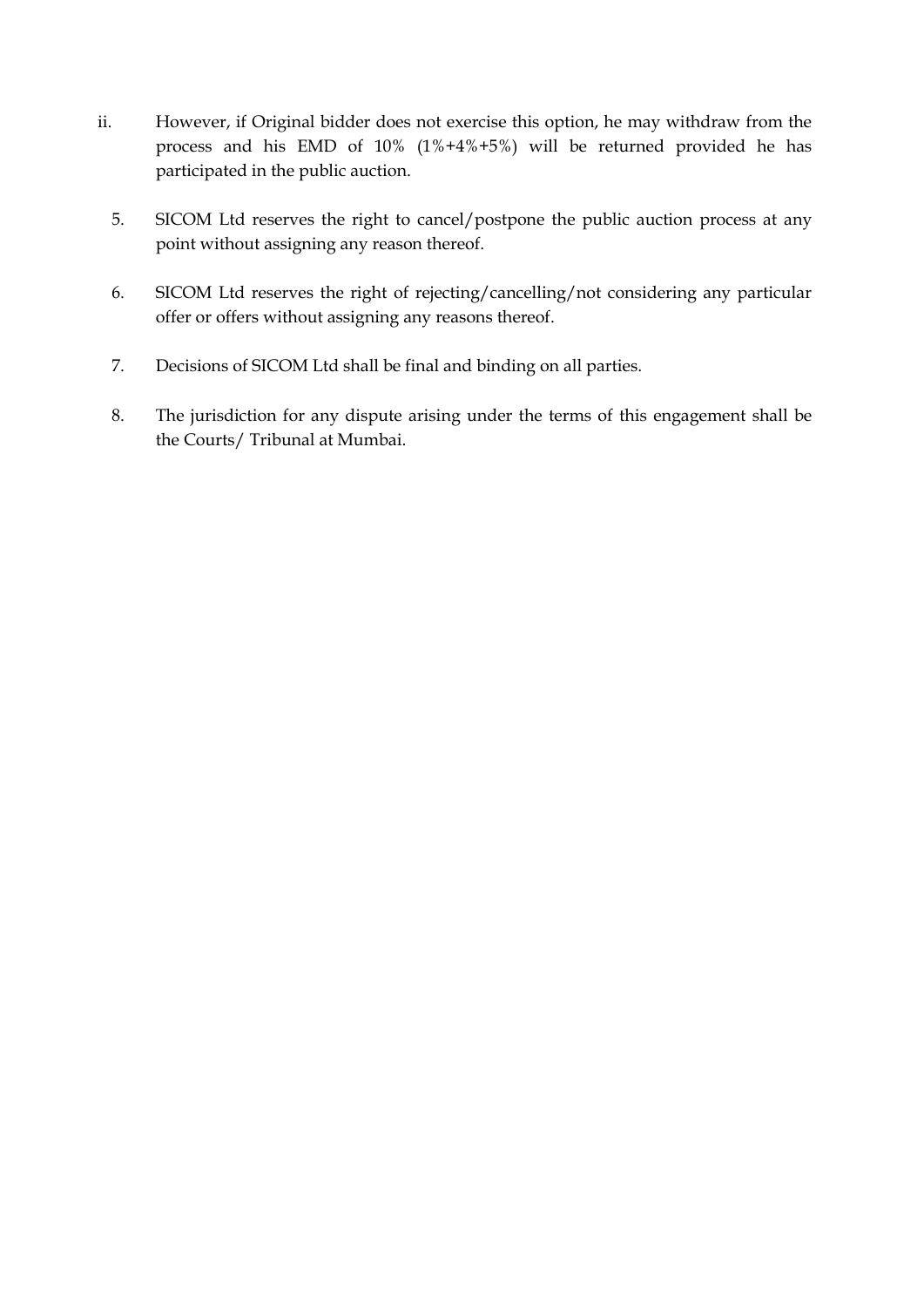ii. However, if Original bidder does not exercise this option, he may withdraw from the process and his EMD of 10% (1%+4%+5%) will be returned provided he has participated in the public auction.

5. SICOM Ltd reserves the right to cancel/postpone the public auction process at any point without assigning any reason thereof.

6. SICOM Ltd reserves the right of rejecting/cancelling/not considering any particular offer or offers without assigning any reasons thereof.

7. Decisions of SICOM Ltd shall be final and binding on all parties.

8. The jurisdiction for any dispute arising under the terms of this engagement shall be the Courts/ Tribunal at Mumbai.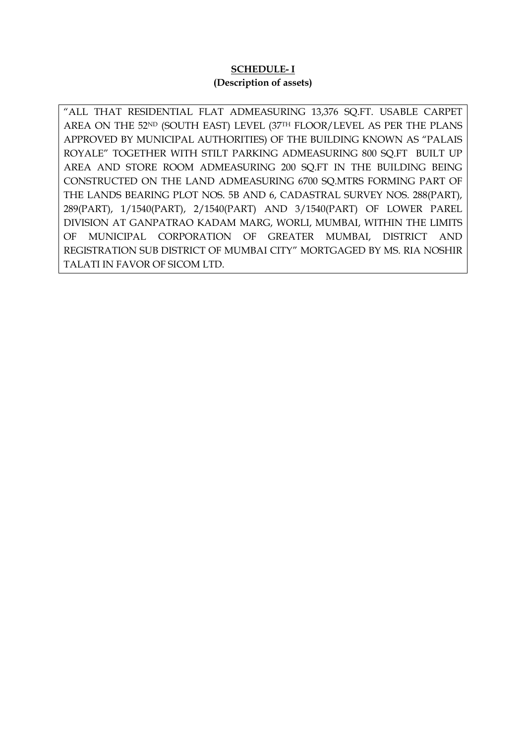**SCHEDULE- I**

**(Description of assets)**

"ALL THAT RESIDENTIAL FLAT ADMEASURING 13,376 SQ.FT. USABLE CARPET AREA ON THE 52ND (SOUTH EAST) LEVEL (37TH FLOOR/LEVEL AS PER THE PLANS APPROVED BY MUNICIPAL AUTHORITIES) OF THE BUILDING KNOWN AS "PALAIS ROYALE" TOGETHER WITH STILT PARKING ADMEASURING 800 SQ.FT BUILT UP AREA AND STORE ROOM ADMEASURING 200 SQ.FT IN THE BUILDING BEING CONSTRUCTED ON THE LAND ADMEASURING 6700 SQ.MTRS FORMING PART OF THE LANDS BEARING PLOT NOS. 5B AND 6, CADASTRAL SURVEY NOS. 288(PART), 289(PART), 1/1540(PART), 2/1540(PART) AND 3/1540(PART) OF LOWER PAREL DIVISION AT GANPATRAO KADAM MARG, WORLI, MUMBAI, WITHIN THE LIMITS OF MUNICIPAL CORPORATION OF GREATER MUMBAI, DISTRICT AND REGISTRATION SUB DISTRICT OF MUMBAI CITY" MORTGAGED BY MS. RIA NOSHIR TALATI IN FAVOR OF SICOM LTD.